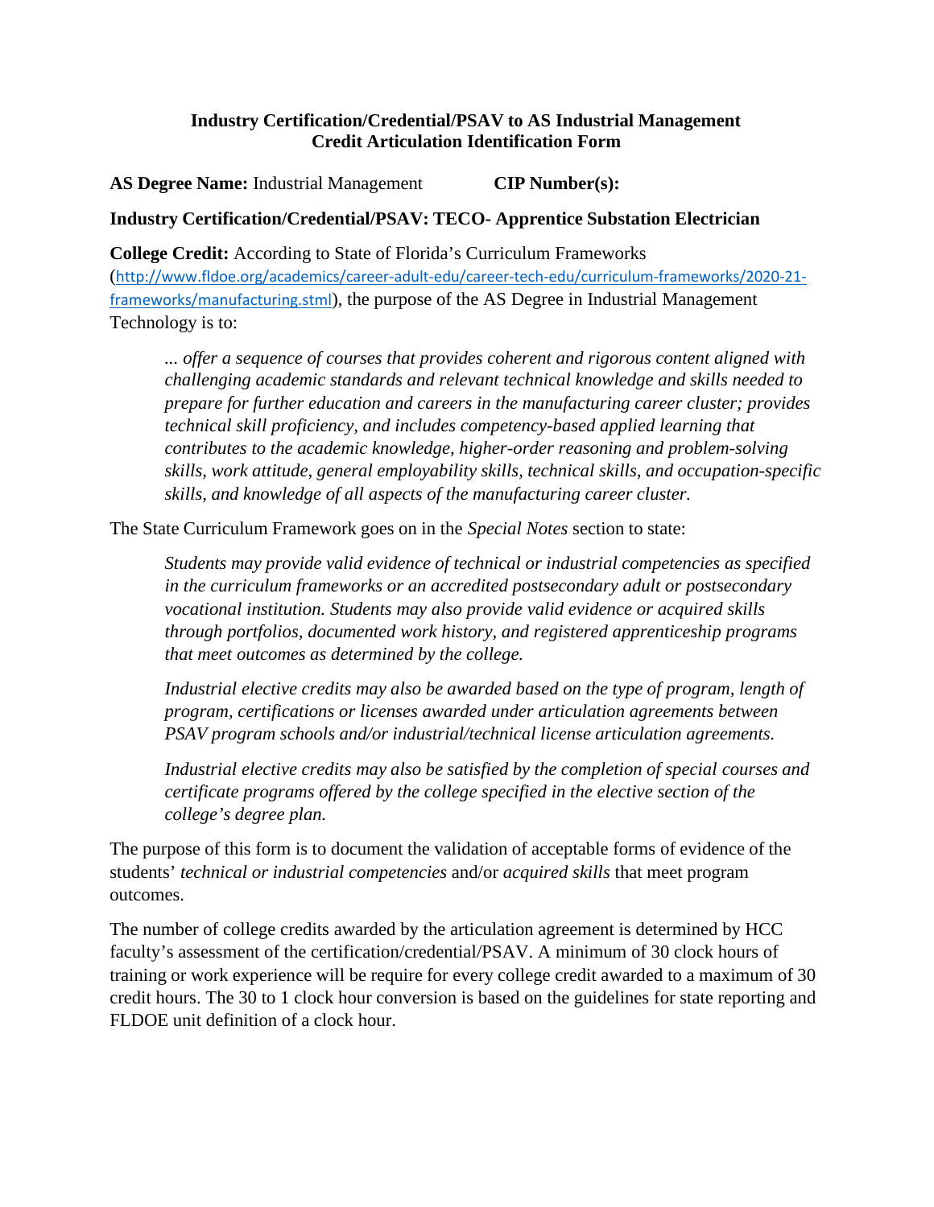# Industry Certification/Credential/PSAV to AS Industrial Management Credit Articulation Identification Form

**AS Degree Name:** Industrial Management **CIP Number(s):**

**Industry Certification/Credential/PSAV: TECO- Apprentice Substation Electrician**

**College Credit:** According to State of Florida's Curriculum Frameworks (http://www.fldoe.org/academics/career-adult-edu/career-tech-edu/curriculum-frameworks/2020-21-frameworks/manufacturing.stml), the purpose of the AS Degree in Industrial Management Technology is to:

> *... offer a sequence of courses that provides coherent and rigorous content aligned with challenging academic standards and relevant technical knowledge and skills needed to prepare for further education and careers in the manufacturing career cluster; provides technical skill proficiency, and includes competency-based applied learning that contributes to the academic knowledge, higher-order reasoning and problem-solving skills, work attitude, general employability skills, technical skills, and occupation-specific skills, and knowledge of all aspects of the manufacturing career cluster.*

The State Curriculum Framework goes on in the *Special Notes* section to state:

> *Students may provide valid evidence of technical or industrial competencies as specified in the curriculum frameworks or an accredited postsecondary adult or postsecondary vocational institution. Students may also provide valid evidence or acquired skills through portfolios, documented work history, and registered apprenticeship programs that meet outcomes as determined by the college.*
>
> *Industrial elective credits may also be awarded based on the type of program, length of program, certifications or licenses awarded under articulation agreements between PSAV program schools and/or industrial/technical license articulation agreements.*
>
> *Industrial elective credits may also be satisfied by the completion of special courses and certificate programs offered by the college specified in the elective section of the college's degree plan.*

The purpose of this form is to document the validation of acceptable forms of evidence of the students' *technical or industrial competencies* and/or *acquired skills* that meet program outcomes.

The number of college credits awarded by the articulation agreement is determined by HCC faculty's assessment of the certification/credential/PSAV. A minimum of 30 clock hours of training or work experience will be require for every college credit awarded to a maximum of 30 credit hours. The 30 to 1 clock hour conversion is based on the guidelines for state reporting and FLDOE unit definition of a clock hour.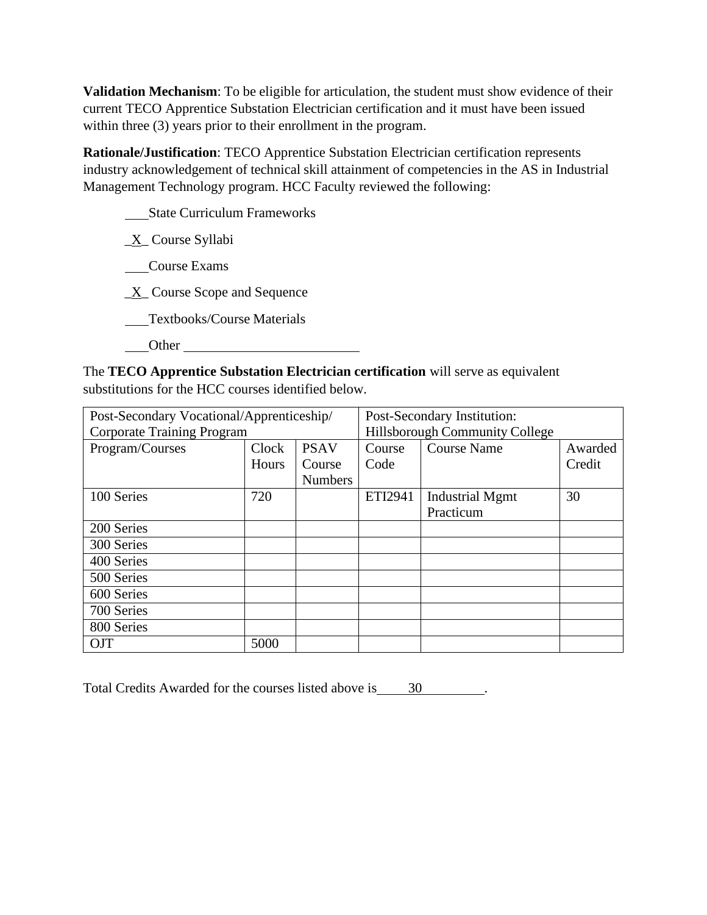**Validation Mechanism**: To be eligible for articulation, the student must show evidence of their current TECO Apprentice Substation Electrician certification and it must have been issued within three (3) years prior to their enrollment in the program.

**Rationale/Justification**: TECO Apprentice Substation Electrician certification represents industry acknowledgement of technical skill attainment of competencies in the AS in Industrial Management Technology program. HCC Faculty reviewed the following:

___State Curriculum Frameworks

_X_ Course Syllabi

___Course Exams

_X_ Course Scope and Sequence

___Textbooks/Course Materials

___Other ___________________________

The **TECO Apprentice Substation Electrician certification** will serve as equivalent substitutions for the HCC courses identified below.

| Post-Secondary Vocational/Apprenticeship/ Corporate Training Program | | | Post-Secondary Institution: Hillsborough Community College | | |
|---|---|---|---|---|---|
| Program/Courses | Clock Hours | PSAV Course Numbers | Course Code | Course Name | Awarded Credit |
| 100 Series | 720 | | ETI2941 | Industrial Mgmt Practicum | 30 |
| 200 Series | | | | | |
| 300 Series | | | | | |
| 400 Series | | | | | |
| 500 Series | | | | | |
| 600 Series | | | | | |
| 700 Series | | | | | |
| 800 Series | | | | | |
| OJT | 5000 | | | | |

Total Credits Awarded for the courses listed above is 30.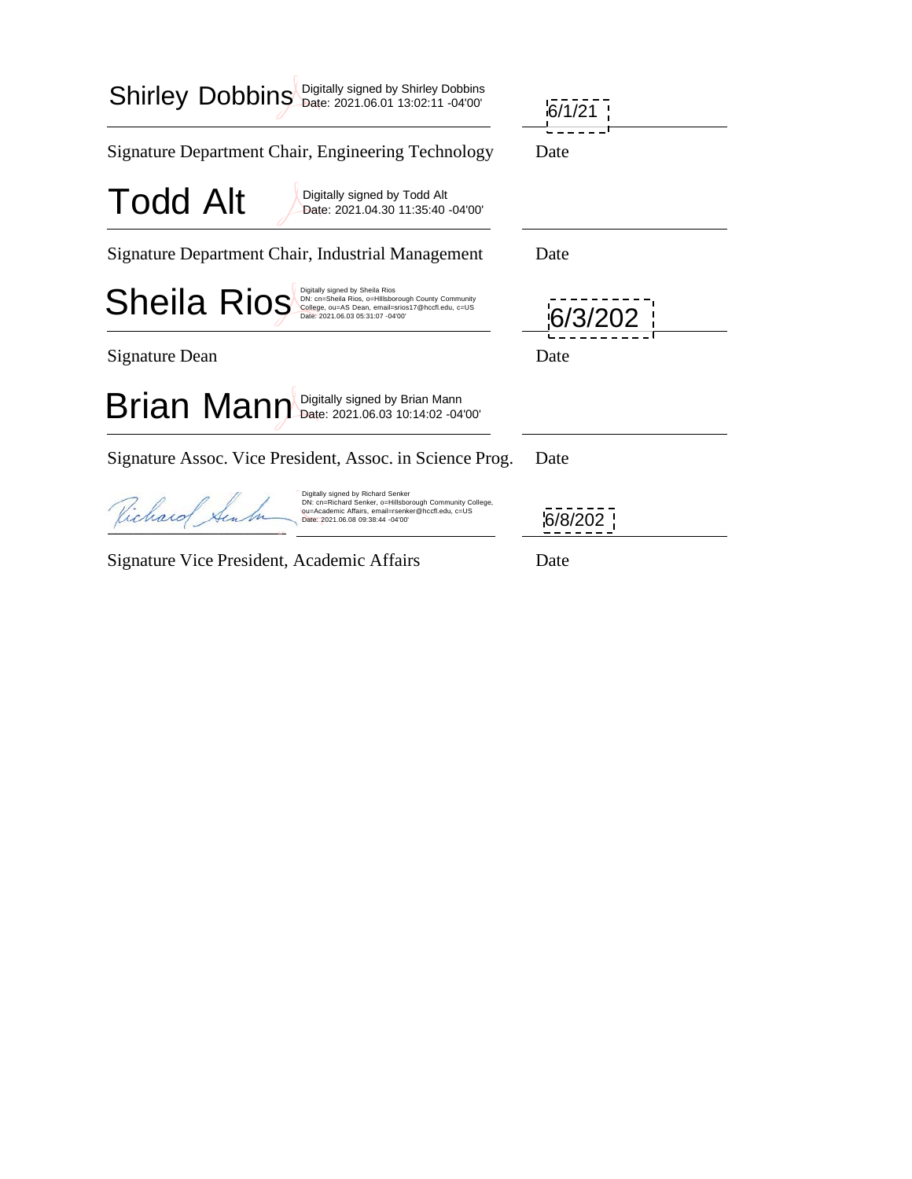Shirley Dobbins Digitally signed by Shirley Dobbins Date: 2021.06.01 13:02:11 -04'00'

6/1/21

Signature Department Chair, Engineering Technology Date

Todd Alt Digitally signed by Todd Alt Date: 2021.04.30 11:35:40 -04'00'

Signature Department Chair, Industrial Management Date

Sheila Rios Digitally signed by Sheila Rios DN: cn=Sheila Rios, o=Hillsborough County Community College, ou=AS Dean, email=srios17@hccfl.edu, c=US Date: 2021.06.03 05:31:07 -04'00'

6/3/202

Signature Dean Date

Brian Mann Digitally signed by Brian Mann Date: 2021.06.03 10:14:02 -04'00'

Signature Assoc. Vice President, Assoc. in Science Prog. Date

Richard Senker Digitally signed by Richard Senker DN: cn=Richard Senker, o=Hillsborough Community College, ou=Academic Affairs, email=rsenker@hccfl.edu, c=US Date: 2021.06.08 09:38:44 -04'00'

6/8/202

Signature Vice President, Academic Affairs Date